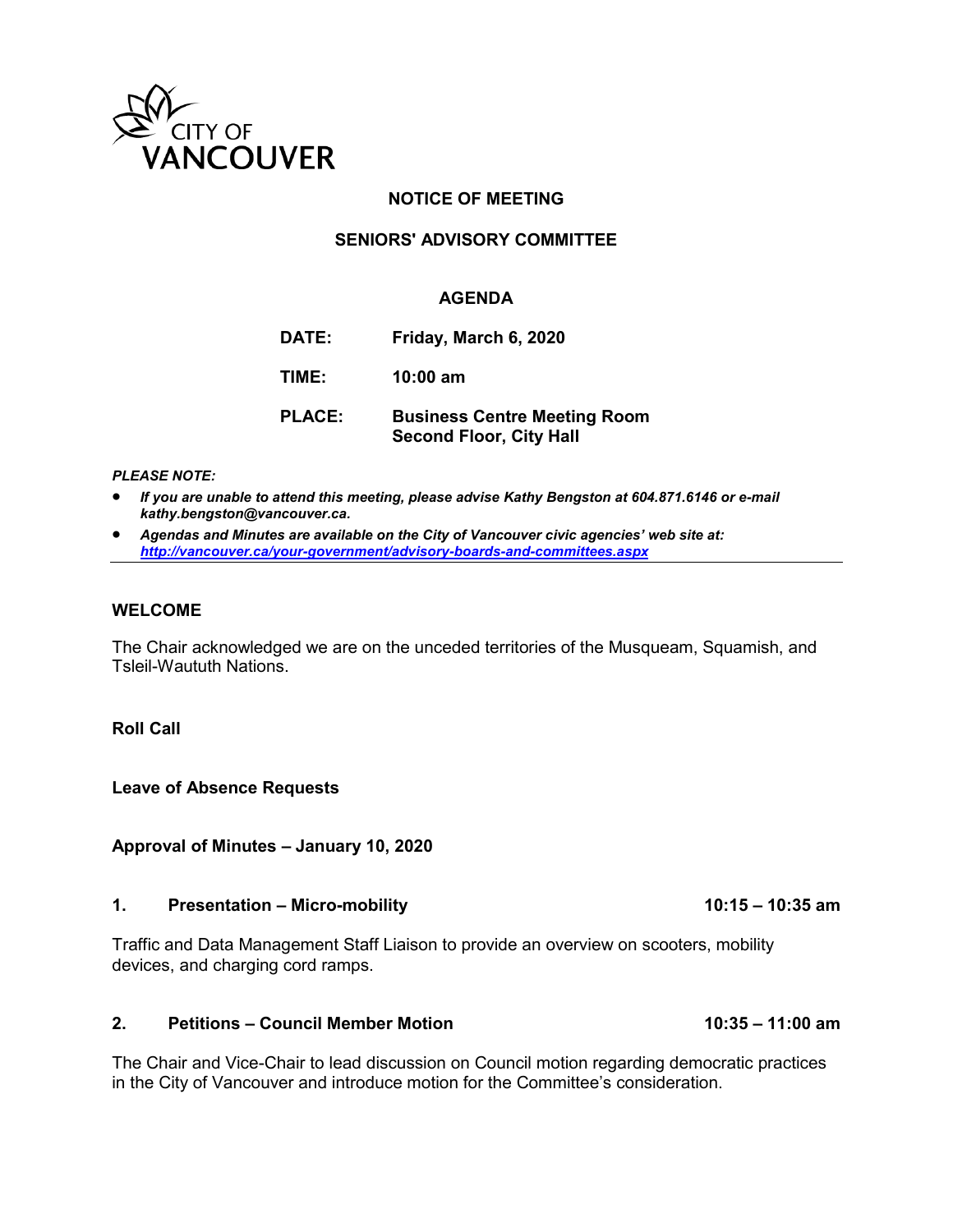CITY OF VANCOUVER

# NOTICE OF MEETING

## SENIORS' ADVISORY COMMITTEE

### AGENDA

| | |
|---|---|
| **DATE:** | **Friday, March 6, 2020** |
| **TIME:** | **10:00 am** |
| **PLACE:** | **Business Centre Meeting Room**<br>**Second Floor, City Hall** |

***PLEASE NOTE:***

- ***If you are unable to attend this meeting, please advise Kathy Bengston at 604.871.6146 or e-mail kathy.bengston@vancouver.ca.***
- ***Agendas and Minutes are available on the City of Vancouver civic agencies' web site at: http://vancouver.ca/your-government/advisory-boards-and-committees.aspx***

---

**WELCOME**

The Chair acknowledged we are on the unceded territories of the Musqueam, Squamish, and Tsleil-Waututh Nations.

**Roll Call**

**Leave of Absence Requests**

**Approval of Minutes – January 10, 2020**

**1. Presentation – Micro-mobility** **10:15 – 10:35 am**

Traffic and Data Management Staff Liaison to provide an overview on scooters, mobility devices, and charging cord ramps.

**2. Petitions – Council Member Motion** **10:35 – 11:00 am**

The Chair and Vice-Chair to lead discussion on Council motion regarding democratic practices in the City of Vancouver and introduce motion for the Committee's consideration.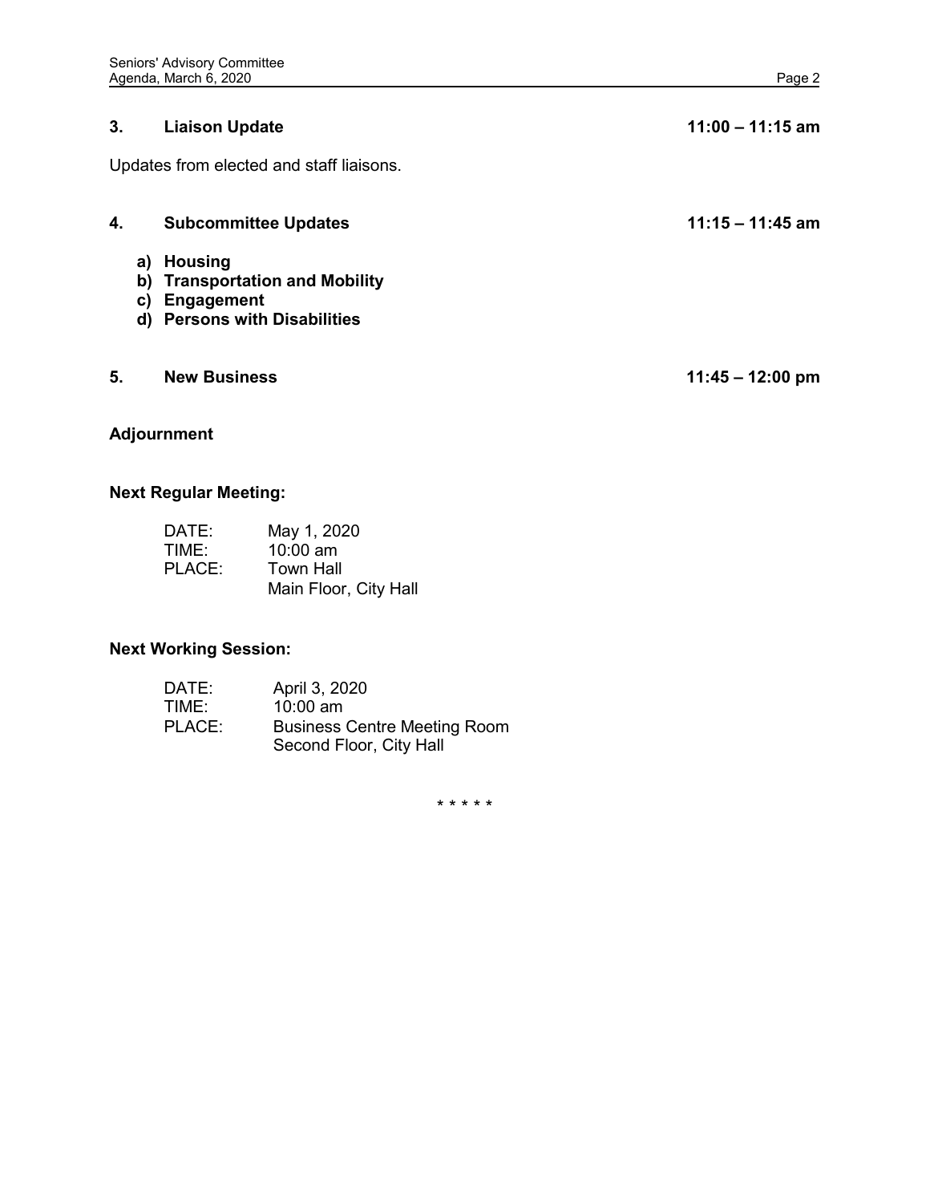## 3. Liaison Update — 11:00 – 11:15 am

Updates from elected and staff liaisons.

## 4. Subcommittee Updates — 11:15 – 11:45 am

a) **Housing**
b) **Transportation and Mobility**
c) **Engagement**
d) **Persons with Disabilities**

## 5. New Business — 11:45 – 12:00 pm

**Adjournment**

**Next Regular Meeting:**

DATE: May 1, 2020
TIME: 10:00 am
PLACE: Town Hall
Main Floor, City Hall

**Next Working Session:**

DATE: April 3, 2020
TIME: 10:00 am
PLACE: Business Centre Meeting Room
Second Floor, City Hall

\* \* \* \* \*